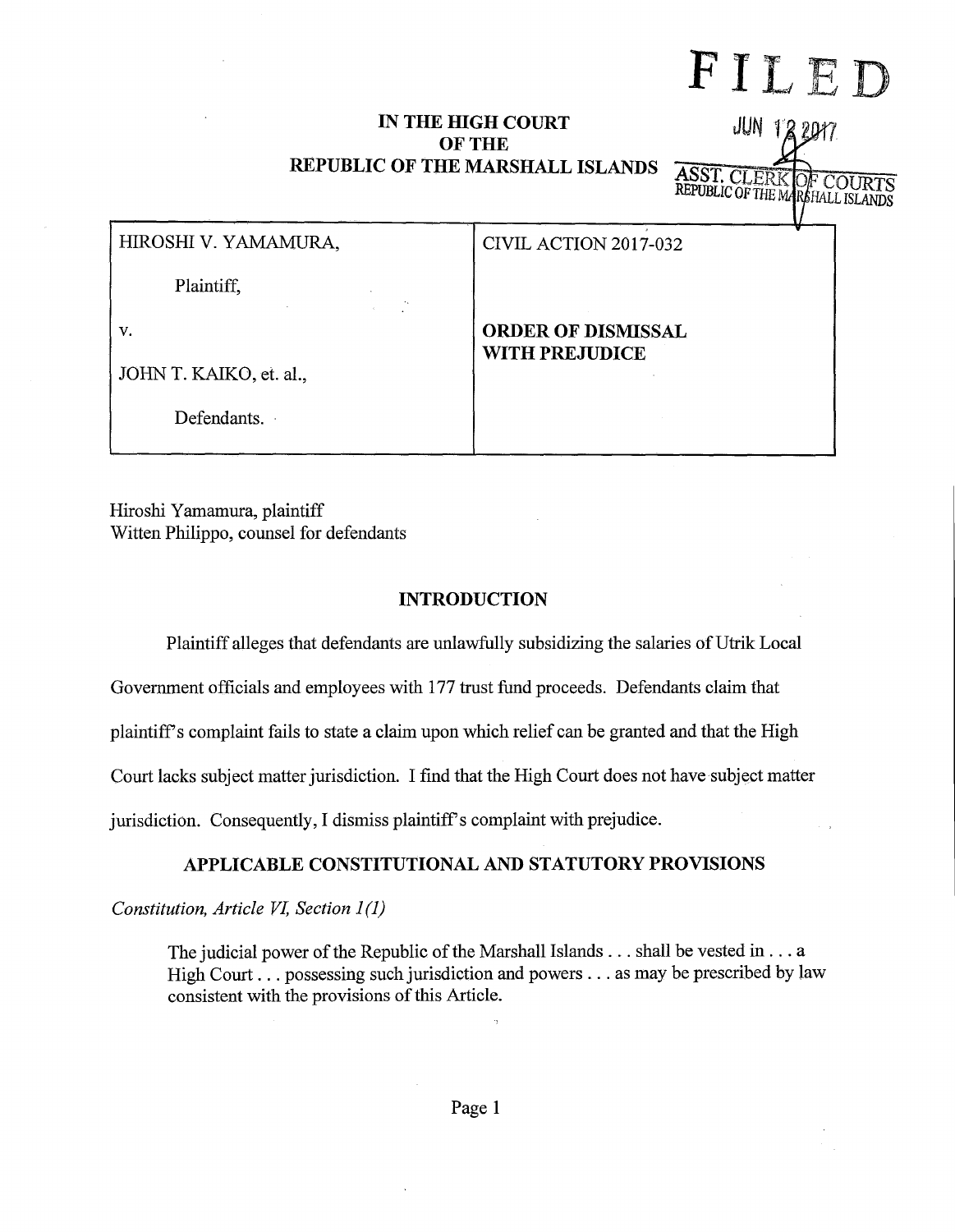FILED

JUN 12 2017

ASST. CLERK OF COURTS
REPUBLIC OF THE MARSHALL ISLANDS

**IN THE HIGH COURT**
**OF THE**
**REPUBLIC OF THE MARSHALL ISLANDS**

| | |
|---|---|
| HIROSHI V. YAMAMURA,<br><br>Plaintiff,<br><br>v.<br><br>JOHN T. KAIKO, et. al.,<br><br>Defendants. | CIVIL ACTION 2017-032<br><br>**ORDER OF DISMISSAL WITH PREJUDICE** |

Hiroshi Yamamura, plaintiff
Witten Philippo, counsel for defendants

## INTRODUCTION

Plaintiff alleges that defendants are unlawfully subsidizing the salaries of Utrik Local Government officials and employees with 177 trust fund proceeds. Defendants claim that plaintiff's complaint fails to state a claim upon which relief can be granted and that the High Court lacks subject matter jurisdiction. I find that the High Court does not have subject matter jurisdiction. Consequently, I dismiss plaintiff's complaint with prejudice.

## APPLICABLE CONSTITUTIONAL AND STATUTORY PROVISIONS

*Constitution, Article VI, Section 1(1)*

> The judicial power of the Republic of the Marshall Islands . . . shall be vested in . . . a High Court . . . possessing such jurisdiction and powers . . . as may be prescribed by law consistent with the provisions of this Article.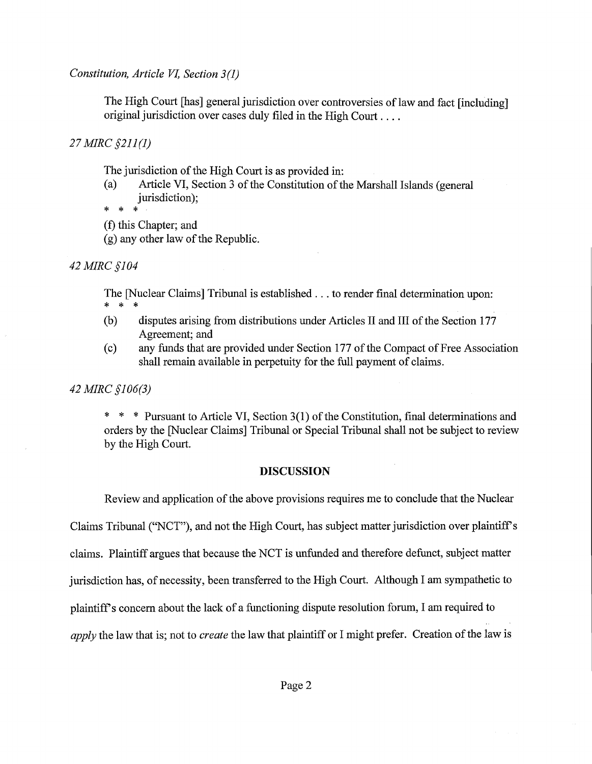*Constitution, Article VI, Section 3(1)*

> The High Court [has] general jurisdiction over controversies of law and fact [including] original jurisdiction over cases duly filed in the High Court . . . .

*27 MIRC §211(1)*

> The jurisdiction of the High Court is as provided in:
>
> (a) Article VI, Section 3 of the Constitution of the Marshall Islands (general jurisdiction);
>
> \* \* \*
>
> (f) this Chapter; and
>
> (g) any other law of the Republic.

*42 MIRC §104*

> The [Nuclear Claims] Tribunal is established . . . to render final determination upon:
>
> \* \* \*
>
> (b) disputes arising from distributions under Articles II and III of the Section 177 Agreement; and
>
> (c) any funds that are provided under Section 177 of the Compact of Free Association shall remain available in perpetuity for the full payment of claims.

*42 MIRC §106(3)*

> \* \* \* Pursuant to Article VI, Section 3(1) of the Constitution, final determinations and orders by the [Nuclear Claims] Tribunal or Special Tribunal shall not be subject to review by the High Court.

## DISCUSSION

Review and application of the above provisions requires me to conclude that the Nuclear Claims Tribunal ("NCT"), and not the High Court, has subject matter jurisdiction over plaintiff's claims. Plaintiff argues that because the NCT is unfunded and therefore defunct, subject matter jurisdiction has, of necessity, been transferred to the High Court. Although I am sympathetic to plaintiff's concern about the lack of a functioning dispute resolution forum, I am required to *apply* the law that is; not to *create* the law that plaintiff or I might prefer. Creation of the law is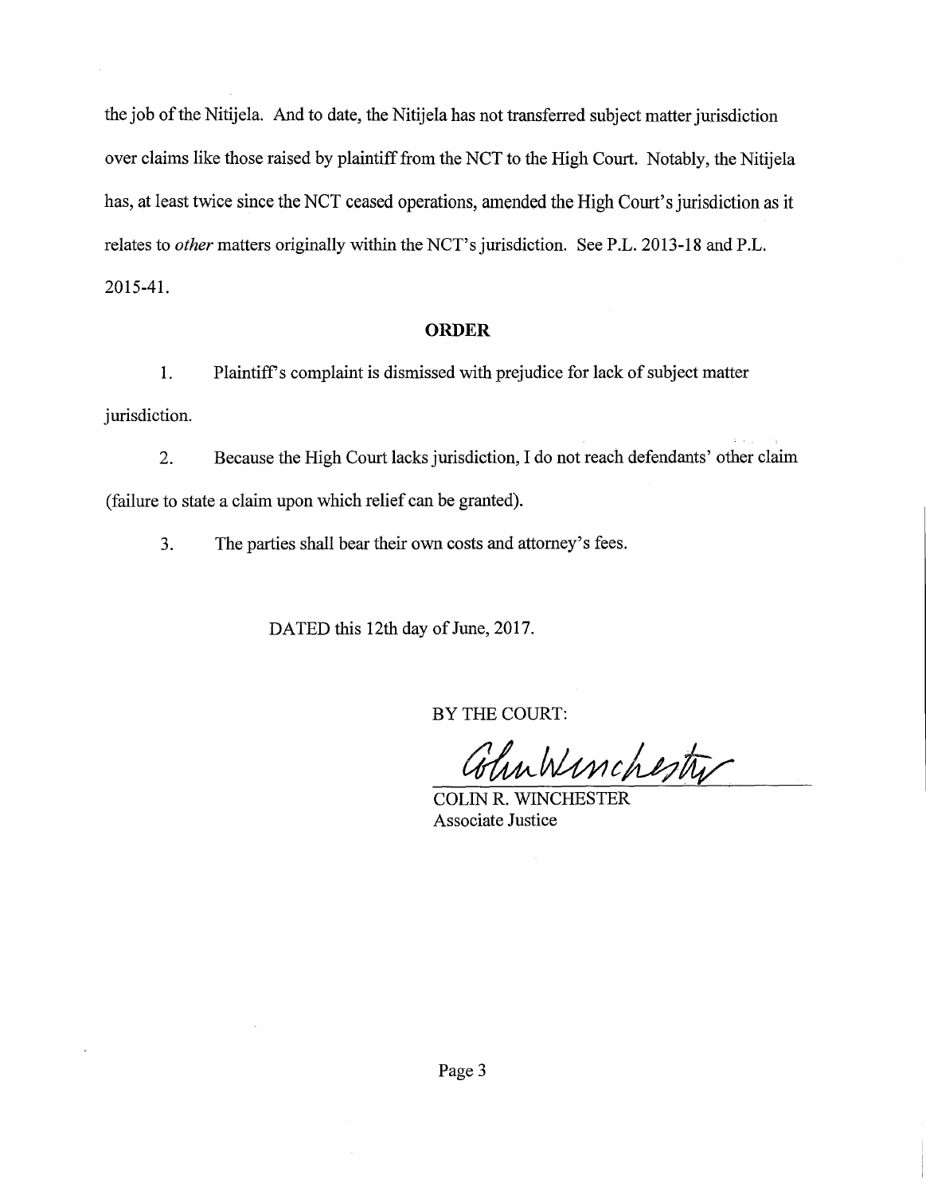the job of the Nitijela. And to date, the Nitijela has not transferred subject matter jurisdiction over claims like those raised by plaintiff from the NCT to the High Court. Notably, the Nitijela has, at least twice since the NCT ceased operations, amended the High Court's jurisdiction as it relates to *other* matters originally within the NCT's jurisdiction. See P.L. 2013-18 and P.L. 2015-41.

## ORDER

1. Plaintiff's complaint is dismissed with prejudice for lack of subject matter jurisdiction.

2. Because the High Court lacks jurisdiction, I do not reach defendants' other claim (failure to state a claim upon which relief can be granted).

3. The parties shall bear their own costs and attorney's fees.

DATED this 12th day of June, 2017.

BY THE COURT:

COLIN R. WINCHESTER
Associate Justice